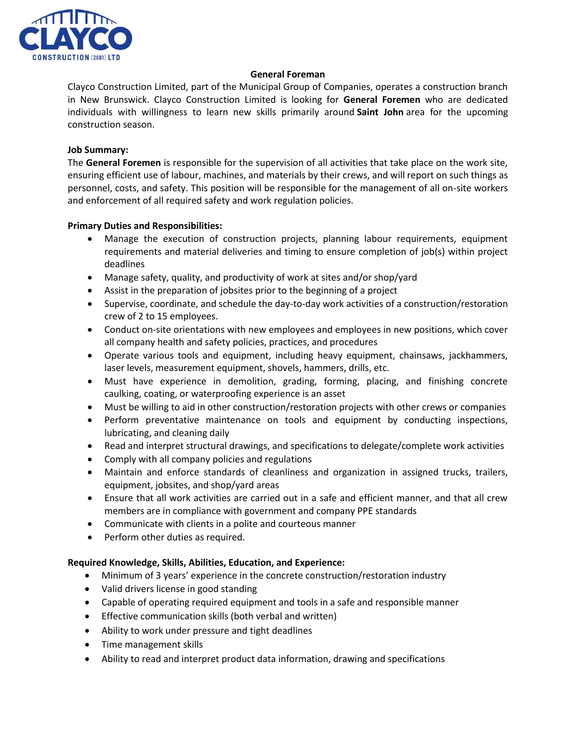CLAYCO CONSTRUCTION (2001) LTD

# General Foreman

Clayco Construction Limited, part of the Municipal Group of Companies, operates a construction branch in New Brunswick. Clayco Construction Limited is looking for **General Foremen** who are dedicated individuals with willingness to learn new skills primarily around **Saint John** area for the upcoming construction season.

**Job Summary:**

The **General Foremen** is responsible for the supervision of all activities that take place on the work site, ensuring efficient use of labour, machines, and materials by their crews, and will report on such things as personnel, costs, and safety. This position will be responsible for the management of all on-site workers and enforcement of all required safety and work regulation policies.

**Primary Duties and Responsibilities:**

- Manage the execution of construction projects, planning labour requirements, equipment requirements and material deliveries and timing to ensure completion of job(s) within project deadlines
- Manage safety, quality, and productivity of work at sites and/or shop/yard
- Assist in the preparation of jobsites prior to the beginning of a project
- Supervise, coordinate, and schedule the day-to-day work activities of a construction/restoration crew of 2 to 15 employees.
- Conduct on-site orientations with new employees and employees in new positions, which cover all company health and safety policies, practices, and procedures
- Operate various tools and equipment, including heavy equipment, chainsaws, jackhammers, laser levels, measurement equipment, shovels, hammers, drills, etc.
- Must have experience in demolition, grading, forming, placing, and finishing concrete caulking, coating, or waterproofing experience is an asset
- Must be willing to aid in other construction/restoration projects with other crews or companies
- Perform preventative maintenance on tools and equipment by conducting inspections, lubricating, and cleaning daily
- Read and interpret structural drawings, and specifications to delegate/complete work activities
- Comply with all company policies and regulations
- Maintain and enforce standards of cleanliness and organization in assigned trucks, trailers, equipment, jobsites, and shop/yard areas
- Ensure that all work activities are carried out in a safe and efficient manner, and that all crew members are in compliance with government and company PPE standards
- Communicate with clients in a polite and courteous manner
- Perform other duties as required.

**Required Knowledge, Skills, Abilities, Education, and Experience:**

- Minimum of 3 years' experience in the concrete construction/restoration industry
- Valid drivers license in good standing
- Capable of operating required equipment and tools in a safe and responsible manner
- Effective communication skills (both verbal and written)
- Ability to work under pressure and tight deadlines
- Time management skills
- Ability to read and interpret product data information, drawing and specifications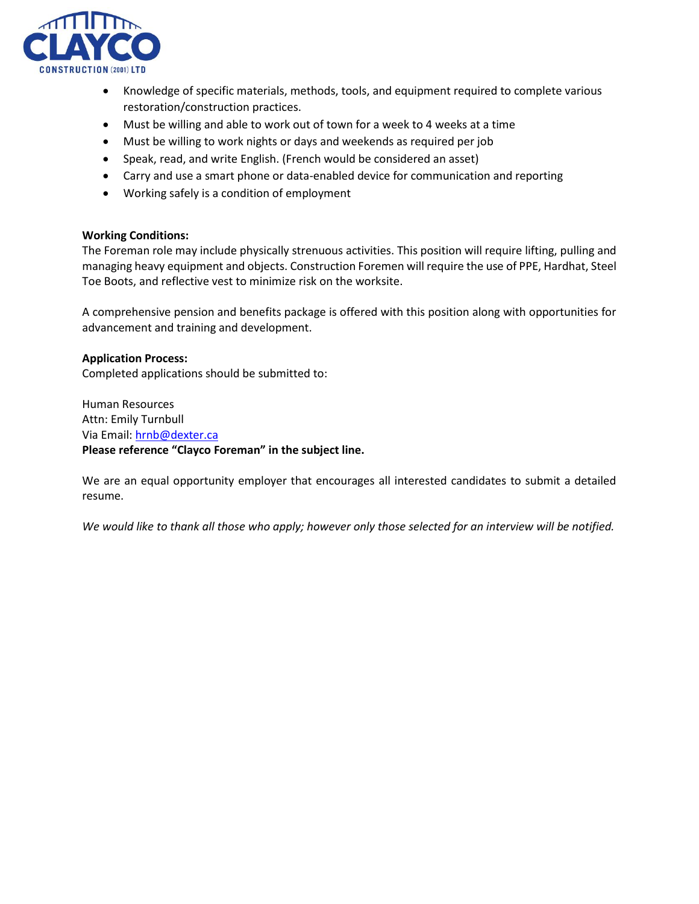- Knowledge of specific materials, methods, tools, and equipment required to complete various restoration/construction practices.
- Must be willing and able to work out of town for a week to 4 weeks at a time
- Must be willing to work nights or days and weekends as required per job
- Speak, read, and write English. (French would be considered an asset)
- Carry and use a smart phone or data-enabled device for communication and reporting
- Working safely is a condition of employment

**Working Conditions:**
The Foreman role may include physically strenuous activities. This position will require lifting, pulling and managing heavy equipment and objects. Construction Foremen will require the use of PPE, Hardhat, Steel Toe Boots, and reflective vest to minimize risk on the worksite.

A comprehensive pension and benefits package is offered with this position along with opportunities for advancement and training and development.

**Application Process:**
Completed applications should be submitted to:

Human Resources
Attn: Emily Turnbull
Via Email: hrnb@dexter.ca
**Please reference "Clayco Foreman" in the subject line.**

We are an equal opportunity employer that encourages all interested candidates to submit a detailed resume.

*We would like to thank all those who apply; however only those selected for an interview will be notified.*